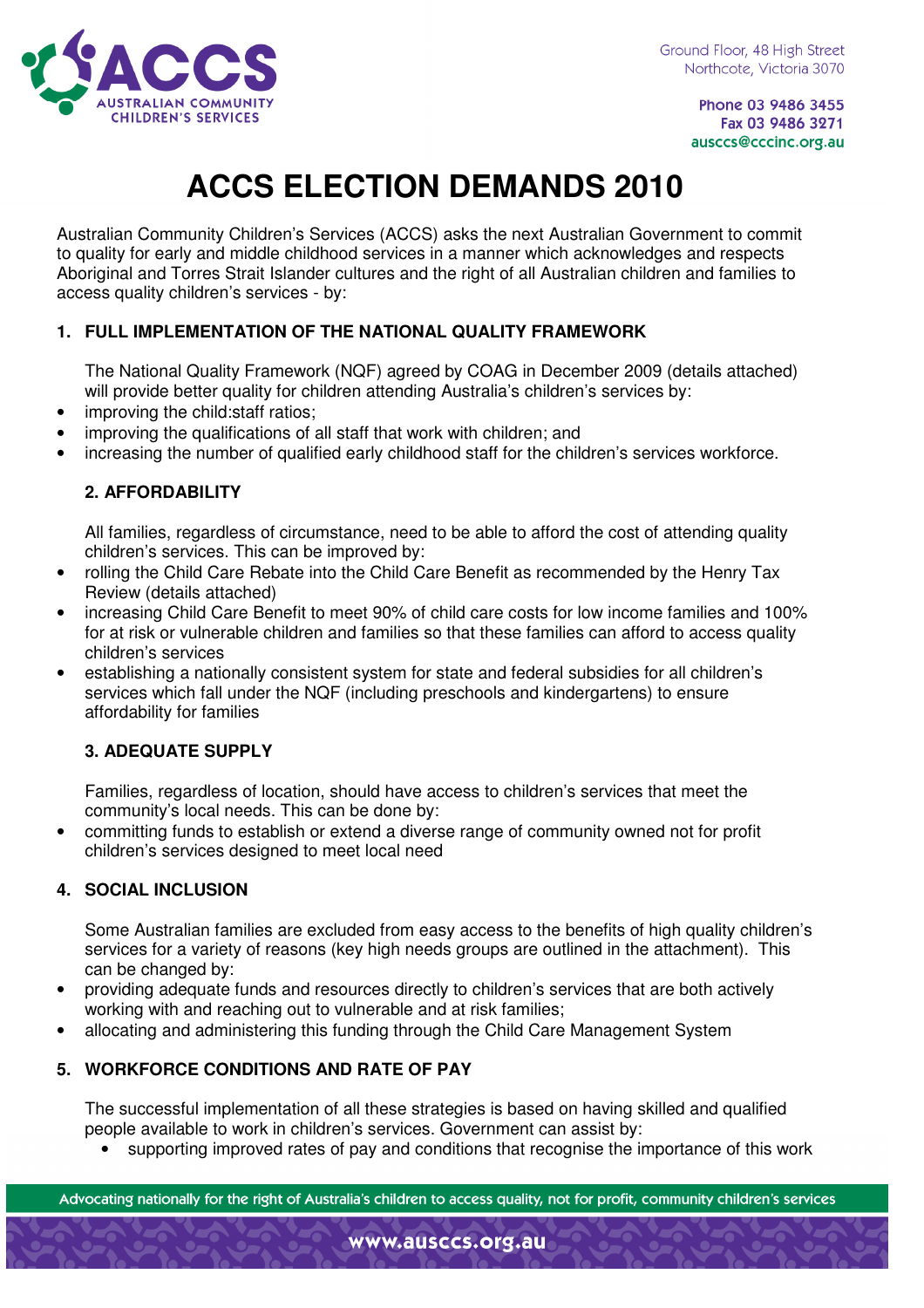Ground Floor, 48 High Street
Northcote, Victoria 3070

Phone 03 9486 3455
Fax 03 9486 3271
ausccs@cccinc.org.au

# ACCS ELECTION DEMANDS 2010

Australian Community Children's Services (ACCS) asks the next Australian Government to commit to quality for early and middle childhood services in a manner which acknowledges and respects Aboriginal and Torres Strait Islander cultures and the right of all Australian children and families to access quality children's services - by:

## 1. FULL IMPLEMENTATION OF THE NATIONAL QUALITY FRAMEWORK

The National Quality Framework (NQF) agreed by COAG in December 2009 (details attached) will provide better quality for children attending Australia's children's services by:

- improving the child:staff ratios;
- improving the qualifications of all staff that work with children; and
- increasing the number of qualified early childhood staff for the children's services workforce.

## 2. AFFORDABILITY

All families, regardless of circumstance, need to be able to afford the cost of attending quality children's services. This can be improved by:

- rolling the Child Care Rebate into the Child Care Benefit as recommended by the Henry Tax Review (details attached)
- increasing Child Care Benefit to meet 90% of child care costs for low income families and 100% for at risk or vulnerable children and families so that these families can afford to access quality children's services
- establishing a nationally consistent system for state and federal subsidies for all children's services which fall under the NQF (including preschools and kindergartens) to ensure affordability for families

## 3. ADEQUATE SUPPLY

Families, regardless of location, should have access to children's services that meet the community's local needs. This can be done by:

- committing funds to establish or extend a diverse range of community owned not for profit children's services designed to meet local need

## 4. SOCIAL INCLUSION

Some Australian families are excluded from easy access to the benefits of high quality children's services for a variety of reasons (key high needs groups are outlined in the attachment). This can be changed by:

- providing adequate funds and resources directly to children's services that are both actively working with and reaching out to vulnerable and at risk families;
- allocating and administering this funding through the Child Care Management System

## 5. WORKFORCE CONDITIONS AND RATE OF PAY

The successful implementation of all these strategies is based on having skilled and qualified people available to work in children's services. Government can assist by:

- supporting improved rates of pay and conditions that recognise the importance of this work

Advocating nationally for the right of Australia's children to access quality, not for profit, community children's services

www.ausccs.org.au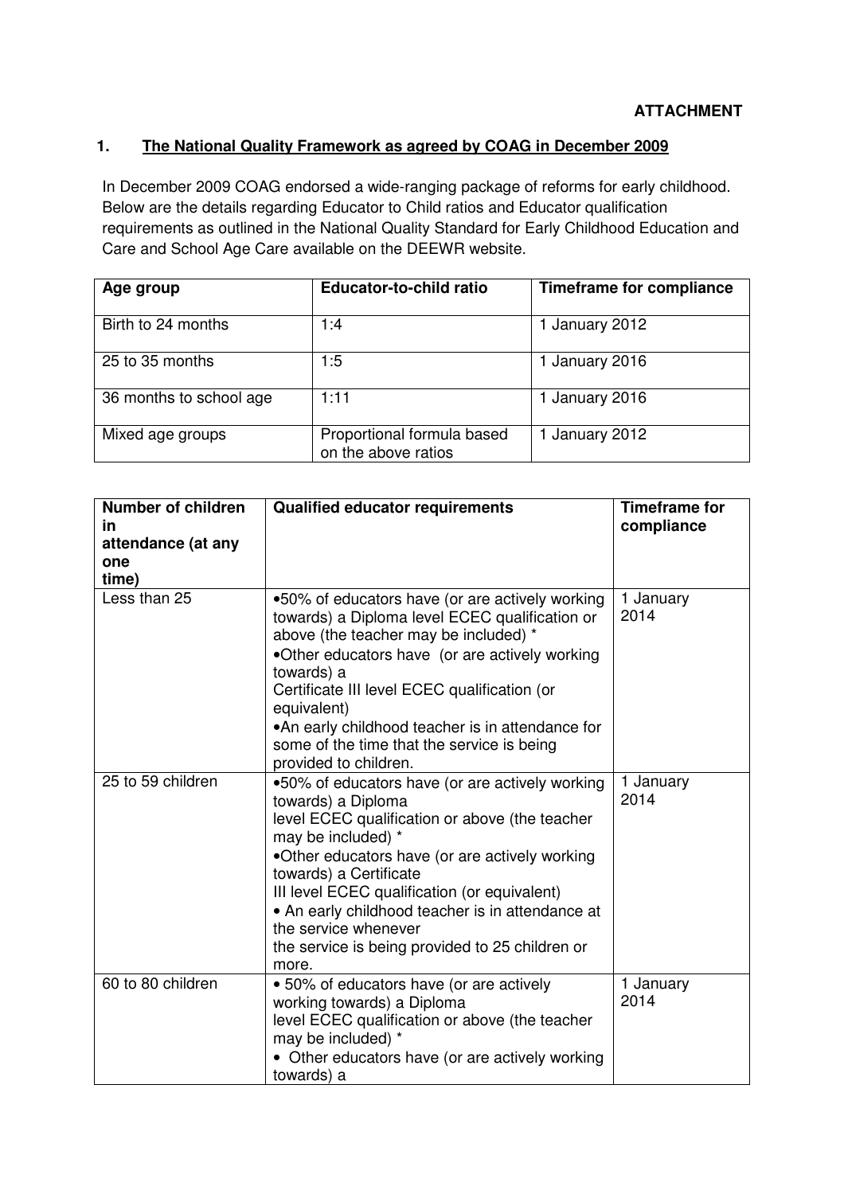**ATTACHMENT**

## 1. The National Quality Framework as agreed by COAG in December 2009

In December 2009 COAG endorsed a wide-ranging package of reforms for early childhood. Below are the details regarding Educator to Child ratios and Educator qualification requirements as outlined in the National Quality Standard for Early Childhood Education and Care and School Age Care available on the DEEWR website.

| Age group | Educator-to-child ratio | Timeframe for compliance |
|---|---|---|
| Birth to 24 months | 1:4 | 1 January 2012 |
| 25 to 35 months | 1:5 | 1 January 2016 |
| 36 months to school age | 1:11 | 1 January 2016 |
| Mixed age groups | Proportional formula based on the above ratios | 1 January 2012 |

| Number of children in attendance (at any one time) | Qualified educator requirements | Timeframe for compliance |
|---|---|---|
| Less than 25 | •50% of educators have (or are actively working towards) a Diploma level ECEC qualification or above (the teacher may be included) * <br> •Other educators have (or are actively working towards) a Certificate III level ECEC qualification (or equivalent) <br> •An early childhood teacher is in attendance for some of the time that the service is being provided to children. | 1 January 2014 |
| 25 to 59 children | •50% of educators have (or are actively working towards) a Diploma level ECEC qualification or above (the teacher may be included) * <br> •Other educators have (or are actively working towards) a Certificate III level ECEC qualification (or equivalent) <br> • An early childhood teacher is in attendance at the service whenever the service is being provided to 25 children or more. | 1 January 2014 |
| 60 to 80 children | • 50% of educators have (or are actively working towards) a Diploma level ECEC qualification or above (the teacher may be included) * <br> • Other educators have (or are actively working towards) a | 1 January 2014 |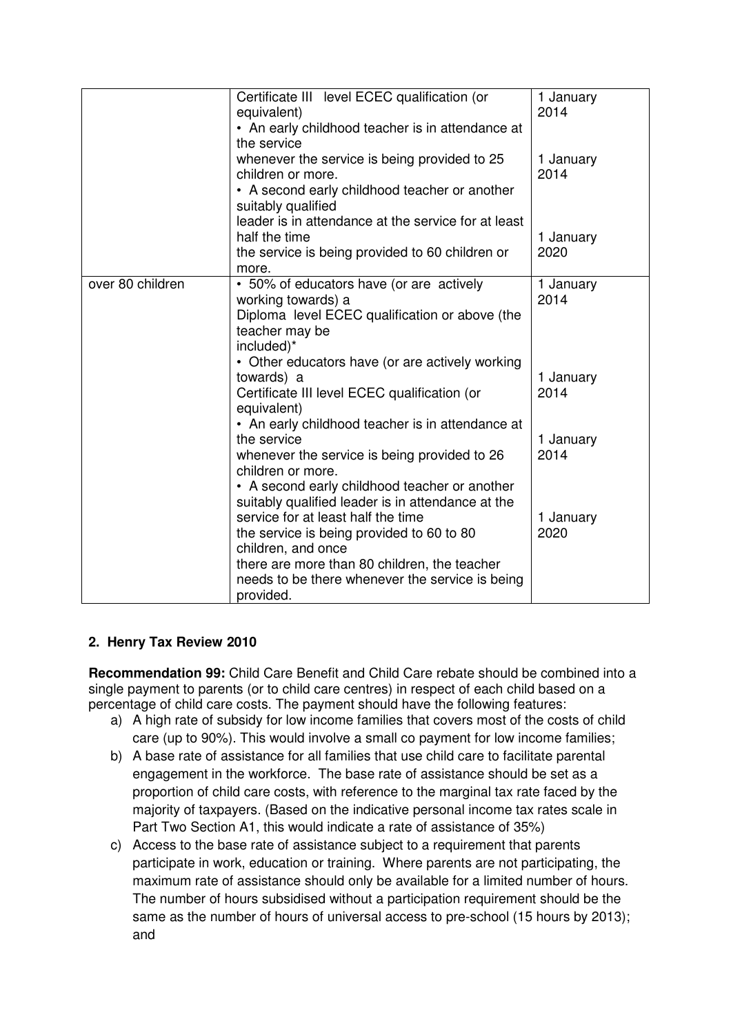| | | |
|---|---|---|
| | Certificate III level ECEC qualification (or equivalent)<br>• An early childhood teacher is in attendance at the service whenever the service is being provided to 25 children or more.<br>• A second early childhood teacher or another suitably qualified leader is in attendance at the service for at least half the time the service is being provided to 60 children or more. | 1 January 2014<br><br>1 January 2014<br><br>1 January 2020 |
| over 80 children | • 50% of educators have (or are actively working towards) a Diploma level ECEC qualification or above (the teacher may be included)*<br>• Other educators have (or are actively working towards) a Certificate III level ECEC qualification (or equivalent)<br>• An early childhood teacher is in attendance at the service whenever the service is being provided to 26 children or more.<br>• A second early childhood teacher or another suitably qualified leader is in attendance at the service for at least half the time the service is being provided to 60 to 80 children, and once there are more than 80 children, the teacher needs to be there whenever the service is being provided. | 1 January 2014<br><br>1 January 2014<br><br>1 January 2014<br><br>1 January 2020 |

## 2. Henry Tax Review 2010

**Recommendation 99:** Child Care Benefit and Child Care rebate should be combined into a single payment to parents (or to child care centres) in respect of each child based on a percentage of child care costs. The payment should have the following features:

a) A high rate of subsidy for low income families that covers most of the costs of child care (up to 90%). This would involve a small co payment for low income families;

b) A base rate of assistance for all families that use child care to facilitate parental engagement in the workforce. The base rate of assistance should be set as a proportion of child care costs, with reference to the marginal tax rate faced by the majority of taxpayers. (Based on the indicative personal income tax rates scale in Part Two Section A1, this would indicate a rate of assistance of 35%)

c) Access to the base rate of assistance subject to a requirement that parents participate in work, education or training. Where parents are not participating, the maximum rate of assistance should only be available for a limited number of hours. The number of hours subsidised without a participation requirement should be the same as the number of hours of universal access to pre-school (15 hours by 2013); and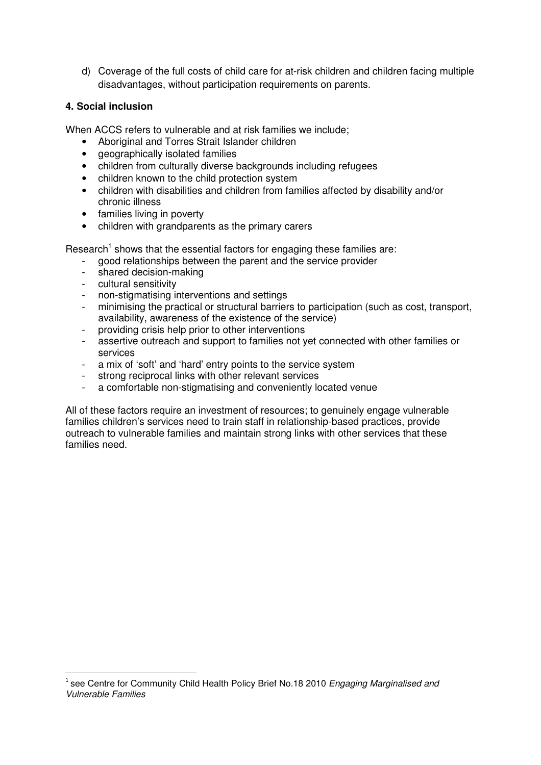d) Coverage of the full costs of child care for at-risk children and children facing multiple disadvantages, without participation requirements on parents.

**4. Social inclusion**

When ACCS refers to vulnerable and at risk families we include;

- Aboriginal and Torres Strait Islander children
- geographically isolated families
- children from culturally diverse backgrounds including refugees
- children known to the child protection system
- children with disabilities and children from families affected by disability and/or chronic illness
- families living in poverty
- children with grandparents as the primary carers

Research[1] shows that the essential factors for engaging these families are:

- good relationships between the parent and the service provider
- shared decision-making
- cultural sensitivity
- non-stigmatising interventions and settings
- minimising the practical or structural barriers to participation (such as cost, transport, availability, awareness of the existence of the service)
- providing crisis help prior to other interventions
- assertive outreach and support to families not yet connected with other families or services
- a mix of 'soft' and 'hard' entry points to the service system
- strong reciprocal links with other relevant services
- a comfortable non-stigmatising and conveniently located venue

All of these factors require an investment of resources; to genuinely engage vulnerable families children's services need to train staff in relationship-based practices, provide outreach to vulnerable families and maintain strong links with other services that these families need.

[1] see Centre for Community Child Health Policy Brief No.18 2010 *Engaging Marginalised and Vulnerable Families*